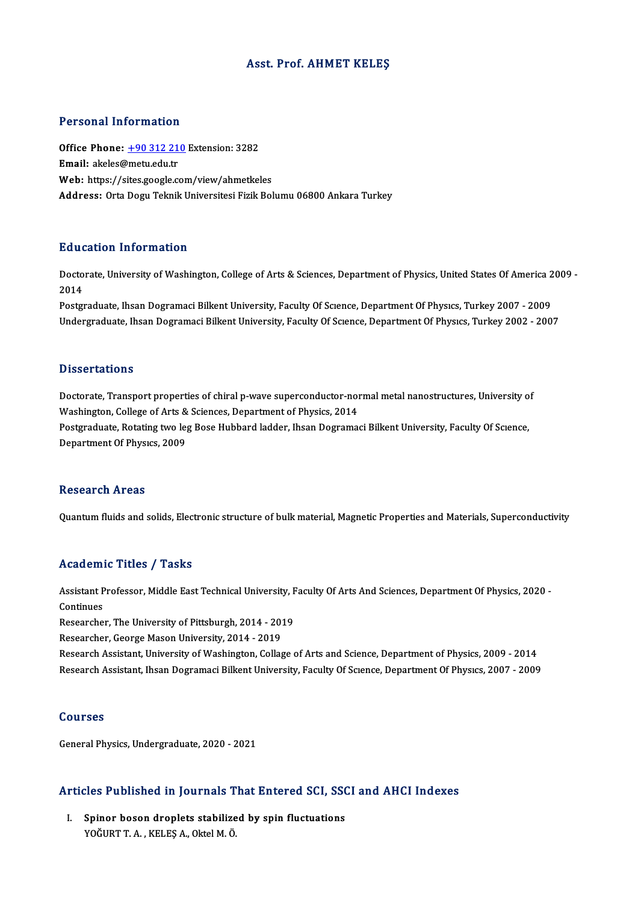# Asst. Prof. AHMET KELEŞ

## Personal Information

**Office Phone:** +90 312 210 Extension: 3282
**Email:** akeles@metu.edu.tr
**Web:** https://sites.google.com/view/ahmetkeles
**Address:** Orta Dogu Teknik Universitesi Fizik Bolumu 06800 Ankara Turkey

## Education Information

Doctorate, University of Washington, College of Arts & Sciences, Department of Physics, United States Of America 2009 - 2014
Postgraduate, Ihsan Dogramaci Bilkent University, Faculty Of Scıence, Department Of Physıcs, Turkey 2007 - 2009
Undergraduate, Ihsan Dogramaci Bilkent University, Faculty Of Scıence, Department Of Physıcs, Turkey 2002 - 2007

## Dissertations

Doctorate, Transport properties of chiral p-wave superconductor-normal metal nanostructures, University of Washington, College of Arts & Sciences, Department of Physics, 2014
Postgraduate, Rotating two leg Bose Hubbard ladder, Ihsan Dogramaci Bilkent University, Faculty Of Scıence, Department Of Physıcs, 2009

## Research Areas

Quantum fluids and solids, Electronic structure of bulk material, Magnetic Properties and Materials, Superconductivity

## Academic Titles / Tasks

Assistant Professor, Middle East Technical University, Faculty Of Arts And Sciences, Department Of Physics, 2020 - Continues
Researcher, The University of Pittsburgh, 2014 - 2019
Researcher, George Mason University, 2014 - 2019
Research Assistant, University of Washington, Collage of Arts and Science, Department of Physics, 2009 - 2014
Research Assistant, Ihsan Dogramaci Bilkent University, Faculty Of Scıence, Department Of Physıcs, 2007 - 2009

## Courses

General Physics, Undergraduate, 2020 - 2021

## Articles Published in Journals That Entered SCI, SSCI and AHCI Indexes

I. **Spinor boson droplets stabilized by spin fluctuations**
YOĞURT T. A. , KELEŞ A., Oktel M. Ö.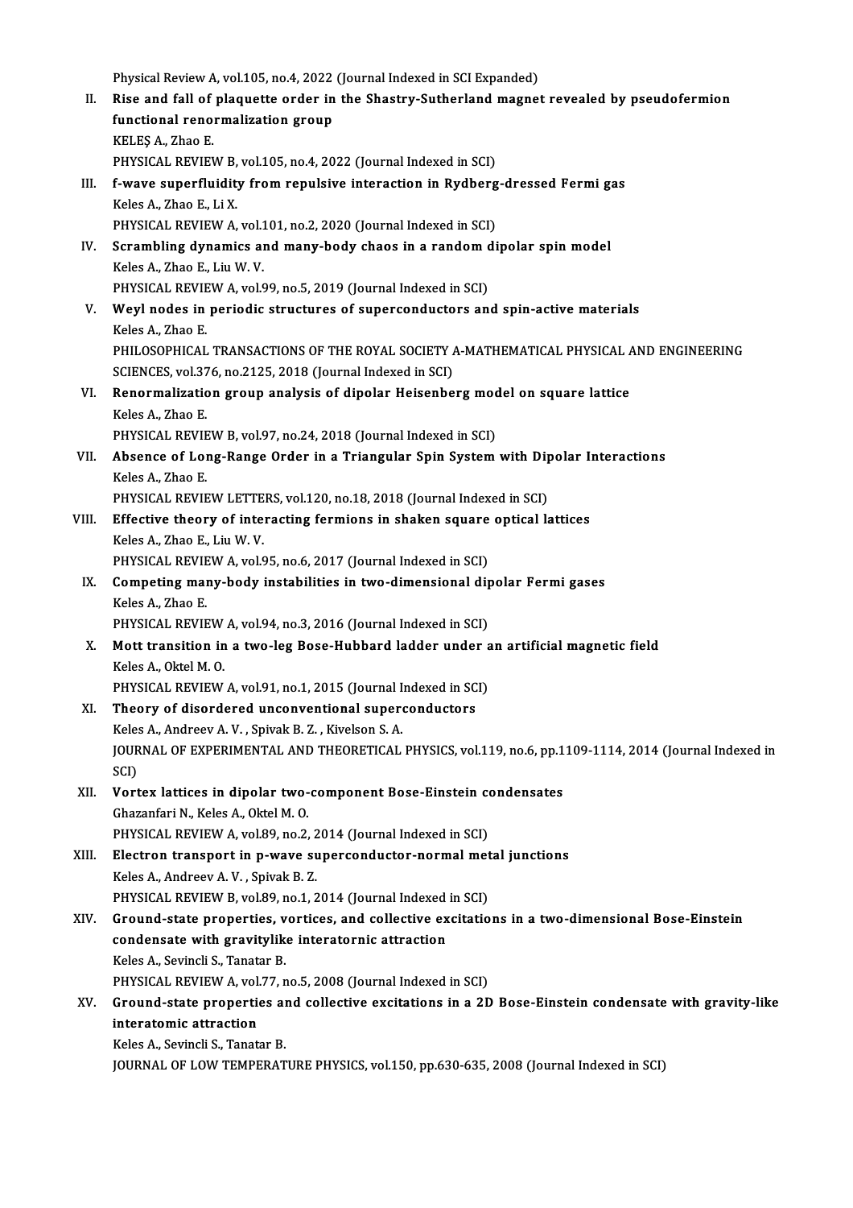Physical Review A, vol.105, no.4, 2022 (Journal Indexed in SCI Expanded)

II. **Rise and fall of plaquette order in the Shastry-Sutherland magnet revealed by pseudofermion functional renormalization group**
KELEŞ A., Zhao E.
PHYSICAL REVIEW B, vol.105, no.4, 2022 (Journal Indexed in SCI)

III. **f-wave superfluidity from repulsive interaction in Rydberg-dressed Fermi gas**
Keles A., Zhao E., Li X.
PHYSICAL REVIEW A, vol.101, no.2, 2020 (Journal Indexed in SCI)

IV. **Scrambling dynamics and many-body chaos in a random dipolar spin model**
Keles A., Zhao E., Liu W. V.
PHYSICAL REVIEW A, vol.99, no.5, 2019 (Journal Indexed in SCI)

V. **Weyl nodes in periodic structures of superconductors and spin-active materials**
Keles A., Zhao E.
PHILOSOPHICAL TRANSACTIONS OF THE ROYAL SOCIETY A-MATHEMATICAL PHYSICAL AND ENGINEERING SCIENCES, vol.376, no.2125, 2018 (Journal Indexed in SCI)

VI. **Renormalization group analysis of dipolar Heisenberg model on square lattice**
Keles A., Zhao E.
PHYSICAL REVIEW B, vol.97, no.24, 2018 (Journal Indexed in SCI)

VII. **Absence of Long-Range Order in a Triangular Spin System with Dipolar Interactions**
Keles A., Zhao E.
PHYSICAL REVIEW LETTERS, vol.120, no.18, 2018 (Journal Indexed in SCI)

VIII. **Effective theory of interacting fermions in shaken square optical lattices**
Keles A., Zhao E., Liu W. V.
PHYSICAL REVIEW A, vol.95, no.6, 2017 (Journal Indexed in SCI)

IX. **Competing many-body instabilities in two-dimensional dipolar Fermi gases**
Keles A., Zhao E.
PHYSICAL REVIEW A, vol.94, no.3, 2016 (Journal Indexed in SCI)

X. **Mott transition in a two-leg Bose-Hubbard ladder under an artificial magnetic field**
Keles A., Oktel M. O.
PHYSICAL REVIEW A, vol.91, no.1, 2015 (Journal Indexed in SCI)

XI. **Theory of disordered unconventional superconductors**
Keles A., Andreev A. V. , Spivak B. Z. , Kivelson S. A.
JOURNAL OF EXPERIMENTAL AND THEORETICAL PHYSICS, vol.119, no.6, pp.1109-1114, 2014 (Journal Indexed in SCI)

XII. **Vortex lattices in dipolar two-component Bose-Einstein condensates**
Ghazanfari N., Keles A., Oktel M. O.
PHYSICAL REVIEW A, vol.89, no.2, 2014 (Journal Indexed in SCI)

XIII. **Electron transport in p-wave superconductor-normal metal junctions**
Keles A., Andreev A. V. , Spivak B. Z.
PHYSICAL REVIEW B, vol.89, no.1, 2014 (Journal Indexed in SCI)

XIV. **Ground-state properties, vortices, and collective excitations in a two-dimensional Bose-Einstein condensate with gravitylike interatornic attraction**
Keles A., Sevincli S., Tanatar B.
PHYSICAL REVIEW A, vol.77, no.5, 2008 (Journal Indexed in SCI)

XV. **Ground-state properties and collective excitations in a 2D Bose-Einstein condensate with gravity-like interatomic attraction**
Keles A., Sevincli S., Tanatar B.
JOURNAL OF LOW TEMPERATURE PHYSICS, vol.150, pp.630-635, 2008 (Journal Indexed in SCI)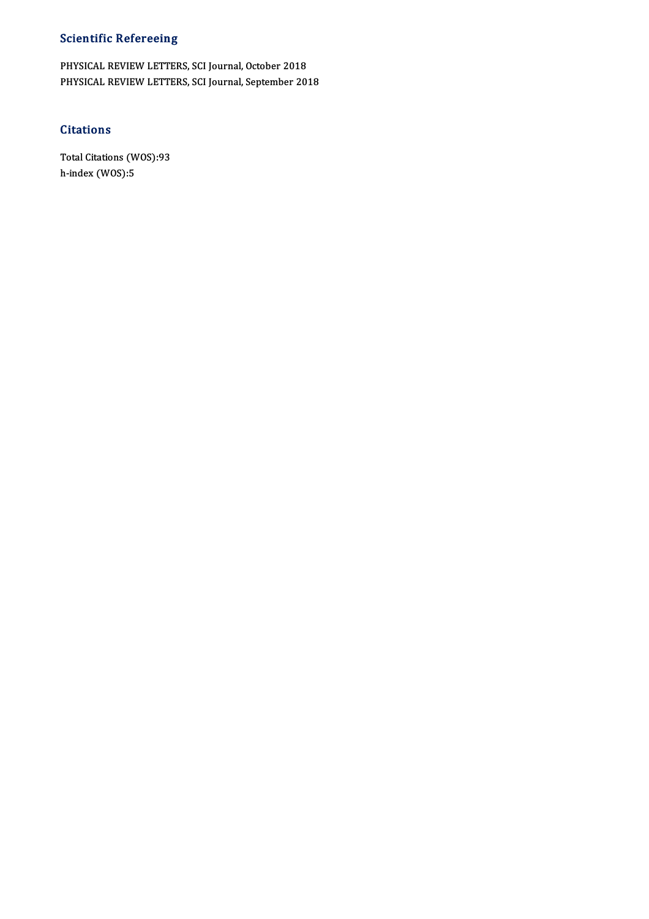## Scientific Refereeing

PHYSICAL REVIEW LETTERS, SCI Journal, October 2018
PHYSICAL REVIEW LETTERS, SCI Journal, September 2018

## Citations

Total Citations (WOS):93
h-index (WOS):5